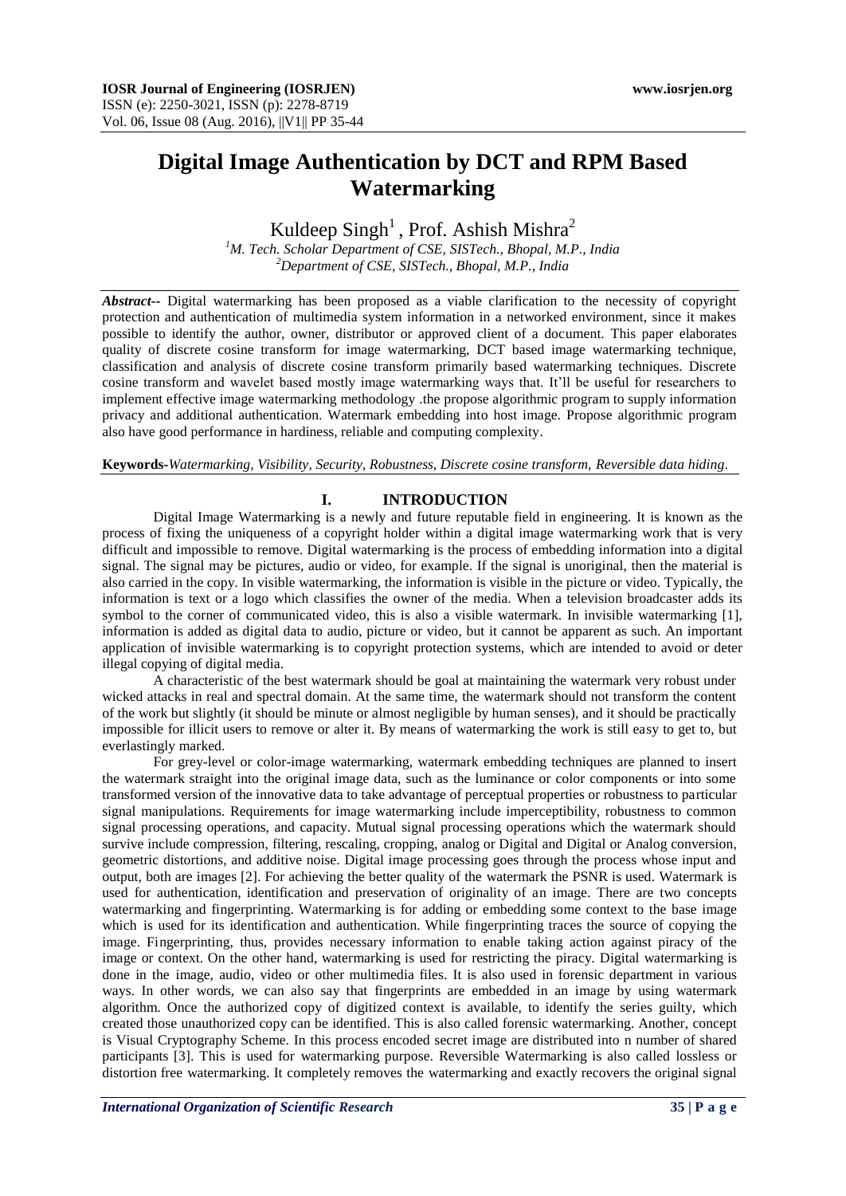# Digital Image Authentication by DCT and RPM Based Watermarking

Kuldeep Singh[1], Prof. Ashish Mishra[2]

[1]M. Tech. Scholar Department of CSE, SISTech., Bhopal, M.P., India
[2]Department of CSE, SISTech., Bhopal, M.P., India

***Abstract--*** Digital watermarking has been proposed as a viable clarification to the necessity of copyright protection and authentication of multimedia system information in a networked environment, since it makes possible to identify the author, owner, distributor or approved client of a document. This paper elaborates quality of discrete cosine transform for image watermarking, DCT based image watermarking technique, classification and analysis of discrete cosine transform primarily based watermarking techniques. Discrete cosine transform and wavelet based mostly image watermarking ways that. It'll be useful for researchers to implement effective image watermarking methodology .the propose algorithmic program to supply information privacy and additional authentication. Watermark embedding into host image. Propose algorithmic program also have good performance in hardiness, reliable and computing complexity.

**Keywords-***Watermarking, Visibility, Security, Robustness, Discrete cosine transform, Reversible data hiding.*

## I. INTRODUCTION

Digital Image Watermarking is a newly and future reputable field in engineering. It is known as the process of fixing the uniqueness of a copyright holder within a digital image watermarking work that is very difficult and impossible to remove. Digital watermarking is the process of embedding information into a digital signal. The signal may be pictures, audio or video, for example. If the signal is unoriginal, then the material is also carried in the copy. In visible watermarking, the information is visible in the picture or video. Typically, the information is text or a logo which classifies the owner of the media. When a television broadcaster adds its symbol to the corner of communicated video, this is also a visible watermark. In invisible watermarking [1], information is added as digital data to audio, picture or video, but it cannot be apparent as such. An important application of invisible watermarking is to copyright protection systems, which are intended to avoid or deter illegal copying of digital media.

A characteristic of the best watermark should be goal at maintaining the watermark very robust under wicked attacks in real and spectral domain. At the same time, the watermark should not transform the content of the work but slightly (it should be minute or almost negligible by human senses), and it should be practically impossible for illicit users to remove or alter it. By means of watermarking the work is still easy to get to, but everlastingly marked.

For grey-level or color-image watermarking, watermark embedding techniques are planned to insert the watermark straight into the original image data, such as the luminance or color components or into some transformed version of the innovative data to take advantage of perceptual properties or robustness to particular signal manipulations. Requirements for image watermarking include imperceptibility, robustness to common signal processing operations, and capacity. Mutual signal processing operations which the watermark should survive include compression, filtering, rescaling, cropping, analog or Digital and Digital or Analog conversion, geometric distortions, and additive noise. Digital image processing goes through the process whose input and output, both are images [2]. For achieving the better quality of the watermark the PSNR is used. Watermark is used for authentication, identification and preservation of originality of an image. There are two concepts watermarking and fingerprinting. Watermarking is for adding or embedding some context to the base image which is used for its identification and authentication. While fingerprinting traces the source of copying the image. Fingerprinting, thus, provides necessary information to enable taking action against piracy of the image or context. On the other hand, watermarking is used for restricting the piracy. Digital watermarking is done in the image, audio, video or other multimedia files. It is also used in forensic department in various ways. In other words, we can also say that fingerprints are embedded in an image by using watermark algorithm. Once the authorized copy of digitized context is available, to identify the series guilty, which created those unauthorized copy can be identified. This is also called forensic watermarking. Another, concept is Visual Cryptography Scheme. In this process encoded secret image are distributed into n number of shared participants [3]. This is used for watermarking purpose. Reversible Watermarking is also called lossless or distortion free watermarking. It completely removes the watermarking and exactly recovers the original signal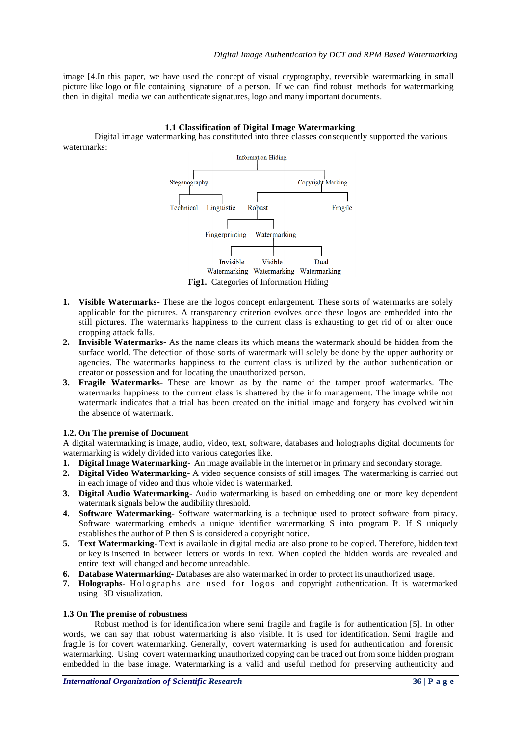image [4.In this paper, we have used the concept of visual cryptography, reversible watermarking in small picture like logo or file containing signature of a person. If we can find robust methods for watermarking then in digital media we can authenticate signatures, logo and many important documents.

### 1.1 Classification of Digital Image Watermarking

Digital image watermarking has constituted into three classes consequently supported the various watermarks:

- Information Hiding
  - Steganography
    - Technical
    - Linguistic
  - Copyright Marking
    - Robust
      - Fingerprinting
      - Watermarking
        - Invisible Watermarking
        - Visible Watermarking
        - Dual Watermarking
    - Fragile

**Fig1.** Categories of Information Hiding

1. **Visible Watermarks-** These are the logos concept enlargement. These sorts of watermarks are solely applicable for the pictures. A transparency criterion evolves once these logos are embedded into the still pictures. The watermarks happiness to the current class is exhausting to get rid of or alter once cropping attack falls.
2. **Invisible Watermarks-** As the name clears its which means the watermark should be hidden from the surface world. The detection of those sorts of watermark will solely be done by the upper authority or agencies. The watermarks happiness to the current class is utilized by the author authentication or creator or possession and for locating the unauthorized person.
3. **Fragile Watermarks-** These are known as by the name of the tamper proof watermarks. The watermarks happiness to the current class is shattered by the info management. The image while not watermark indicates that a trial has been created on the initial image and forgery has evolved within the absence of watermark.

### 1.2. On The premise of Document

A digital watermarking is image, audio, video, text, software, databases and holographs digital documents for watermarking is widely divided into various categories like.

1. **Digital Image Watermarking**- An image available in the internet or in primary and secondary storage.
2. **Digital Video Watermarking-** A video sequence consists of still images. The watermarking is carried out in each image of video and thus whole video is watermarked.
3. **Digital Audio Watermarking-** Audio watermarking is based on embedding one or more key dependent watermark signals below the audibility threshold.
4. **Software Watermarking-** Software watermarking is a technique used to protect software from piracy. Software watermarking embeds a unique identifier watermarking S into program P. If S uniquely establishes the author of P then S is considered a copyright notice.
5. **Text Watermarking-** Text is available in digital media are also prone to be copied. Therefore, hidden text or key is inserted in between letters or words in text. When copied the hidden words are revealed and entire text will changed and become unreadable.
6. **Database Watermarking-** Databases are also watermarked in order to protect its unauthorized usage.
7. **Holographs-** Holographs are used for logos and copyright authentication. It is watermarked using 3D visualization.

### 1.3 On The premise of robustness

Robust method is for identification where semi fragile and fragile is for authentication [5]. In other words, we can say that robust watermarking is also visible. It is used for identification. Semi fragile and fragile is for covert watermarking. Generally, covert watermarking is used for authentication and forensic watermarking. Using covert watermarking unauthorized copying can be traced out from some hidden program embedded in the base image. Watermarking is a valid and useful method for preserving authenticity and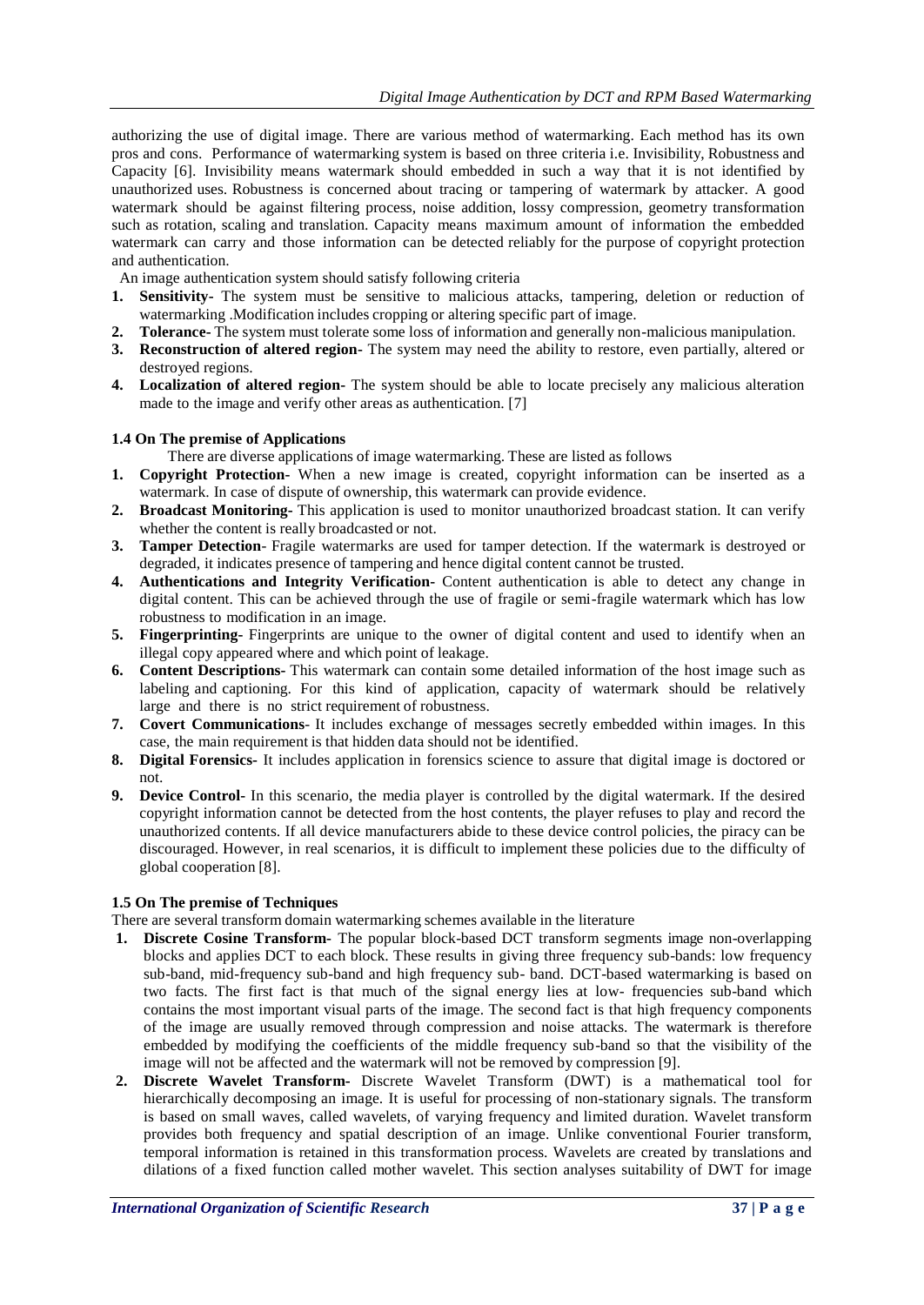authorizing the use of digital image. There are various method of watermarking. Each method has its own pros and cons. Performance of watermarking system is based on three criteria i.e. Invisibility, Robustness and Capacity [6]. Invisibility means watermark should embedded in such a way that it is not identified by unauthorized uses. Robustness is concerned about tracing or tampering of watermark by attacker. A good watermark should be against filtering process, noise addition, lossy compression, geometry transformation such as rotation, scaling and translation. Capacity means maximum amount of information the embedded watermark can carry and those information can be detected reliably for the purpose of copyright protection and authentication.

An image authentication system should satisfy following criteria

1. **Sensitivity-** The system must be sensitive to malicious attacks, tampering, deletion or reduction of watermarking .Modification includes cropping or altering specific part of image.
2. **Tolerance-** The system must tolerate some loss of information and generally non-malicious manipulation.
3. **Reconstruction of altered region-** The system may need the ability to restore, even partially, altered or destroyed regions.
4. **Localization of altered region-** The system should be able to locate precisely any malicious alteration made to the image and verify other areas as authentication. [7]

### 1.4 On The premise of Applications

There are diverse applications of image watermarking. These are listed as follows

1. **Copyright Protection-** When a new image is created, copyright information can be inserted as a watermark. In case of dispute of ownership, this watermark can provide evidence.
2. **Broadcast Monitoring-** This application is used to monitor unauthorized broadcast station. It can verify whether the content is really broadcasted or not.
3. **Tamper Detection-** Fragile watermarks are used for tamper detection. If the watermark is destroyed or degraded, it indicates presence of tampering and hence digital content cannot be trusted.
4. **Authentications and Integrity Verification-** Content authentication is able to detect any change in digital content. This can be achieved through the use of fragile or semi-fragile watermark which has low robustness to modification in an image.
5. **Fingerprinting-** Fingerprints are unique to the owner of digital content and used to identify when an illegal copy appeared where and which point of leakage.
6. **Content Descriptions-** This watermark can contain some detailed information of the host image such as labeling and captioning. For this kind of application, capacity of watermark should be relatively large and there is no strict requirement of robustness.
7. **Covert Communications-** It includes exchange of messages secretly embedded within images. In this case, the main requirement is that hidden data should not be identified.
8. **Digital Forensics-** It includes application in forensics science to assure that digital image is doctored or not.
9. **Device Control-** In this scenario, the media player is controlled by the digital watermark. If the desired copyright information cannot be detected from the host contents, the player refuses to play and record the unauthorized contents. If all device manufacturers abide to these device control policies, the piracy can be discouraged. However, in real scenarios, it is difficult to implement these policies due to the difficulty of global cooperation [8].

### 1.5 On The premise of Techniques

There are several transform domain watermarking schemes available in the literature

1. **Discrete Cosine Transform-** The popular block-based DCT transform segments image non-overlapping blocks and applies DCT to each block. These results in giving three frequency sub-bands: low frequency sub-band, mid-frequency sub-band and high frequency sub- band. DCT-based watermarking is based on two facts. The first fact is that much of the signal energy lies at low- frequencies sub-band which contains the most important visual parts of the image. The second fact is that high frequency components of the image are usually removed through compression and noise attacks. The watermark is therefore embedded by modifying the coefficients of the middle frequency sub-band so that the visibility of the image will not be affected and the watermark will not be removed by compression [9].
2. **Discrete Wavelet Transform-** Discrete Wavelet Transform (DWT) is a mathematical tool for hierarchically decomposing an image. It is useful for processing of non-stationary signals. The transform is based on small waves, called wavelets, of varying frequency and limited duration. Wavelet transform provides both frequency and spatial description of an image. Unlike conventional Fourier transform, temporal information is retained in this transformation process. Wavelets are created by translations and dilations of a fixed function called mother wavelet. This section analyses suitability of DWT for image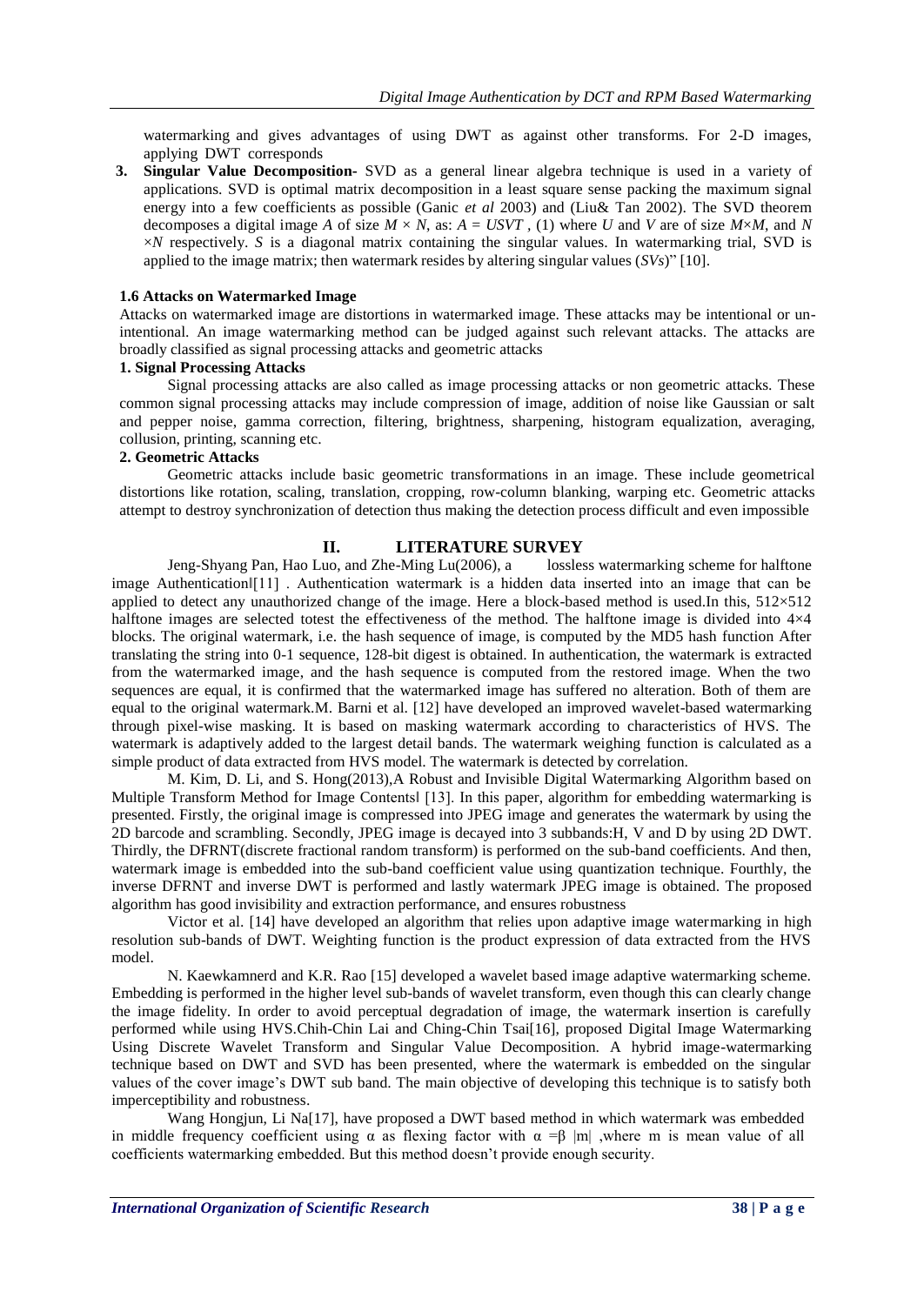watermarking and gives advantages of using DWT as against other transforms. For 2-D images, applying DWT corresponds

**3. Singular Value Decomposition-** SVD as a general linear algebra technique is used in a variety of applications. SVD is optimal matrix decomposition in a least square sense packing the maximum signal energy into a few coefficients as possible (Ganic *et al* 2003) and (Liu& Tan 2002). The SVD theorem decomposes a digital image *A* of size $M \times N$, as: $A = USVT$ , (1) where *U* and *V* are of size $M \times M$, and $N \times N$ respectively. *S* is a diagonal matrix containing the singular values. In watermarking trial, SVD is applied to the image matrix; then watermark resides by altering singular values (*SVs*)" [10].

### 1.6 Attacks on Watermarked Image

Attacks on watermarked image are distortions in watermarked image. These attacks may be intentional or un-intentional. An image watermarking method can be judged against such relevant attacks. The attacks are broadly classified as signal processing attacks and geometric attacks

**1. Signal Processing Attacks**

Signal processing attacks are also called as image processing attacks or non geometric attacks. These common signal processing attacks may include compression of image, addition of noise like Gaussian or salt and pepper noise, gamma correction, filtering, brightness, sharpening, histogram equalization, averaging, collusion, printing, scanning etc.

**2. Geometric Attacks**

Geometric attacks include basic geometric transformations in an image. These include geometrical distortions like rotation, scaling, translation, cropping, row-column blanking, warping etc. Geometric attacks attempt to destroy synchronization of detection thus making the detection process difficult and even impossible

## II. LITERATURE SURVEY

Jeng-Shyang Pan, Hao Luo, and Zhe-Ming Lu(2006), a lossless watermarking scheme for halftone image Authentication‖[11] . Authentication watermark is a hidden data inserted into an image that can be applied to detect any unauthorized change of the image. Here a block-based method is used.In this, 512×512 halftone images are selected totest the effectiveness of the method. The halftone image is divided into 4×4 blocks. The original watermark, i.e. the hash sequence of image, is computed by the MD5 hash function After translating the string into 0-1 sequence, 128-bit digest is obtained. In authentication, the watermark is extracted from the watermarked image, and the hash sequence is computed from the restored image. When the two sequences are equal, it is confirmed that the watermarked image has suffered no alteration. Both of them are equal to the original watermark.M. Barni et al. [12] have developed an improved wavelet-based watermarking through pixel-wise masking. It is based on masking watermark according to characteristics of HVS. The watermark is adaptively added to the largest detail bands. The watermark weighing function is calculated as a simple product of data extracted from HVS model. The watermark is detected by correlation.

M. Kim, D. Li, and S. Hong(2013),A Robust and Invisible Digital Watermarking Algorithm based on Multiple Transform Method for Image Contents‖ [13]. In this paper, algorithm for embedding watermarking is presented. Firstly, the original image is compressed into JPEG image and generates the watermark by using the 2D barcode and scrambling. Secondly, JPEG image is decayed into 3 subbands:H, V and D by using 2D DWT. Thirdly, the DFRNT(discrete fractional random transform) is performed on the sub-band coefficients. And then, watermark image is embedded into the sub-band coefficient value using quantization technique. Fourthly, the inverse DFRNT and inverse DWT is performed and lastly watermark JPEG image is obtained. The proposed algorithm has good invisibility and extraction performance, and ensures robustness

Victor et al. [14] have developed an algorithm that relies upon adaptive image watermarking in high resolution sub-bands of DWT. Weighting function is the product expression of data extracted from the HVS model.

N. Kaewkamnerd and K.R. Rao [15] developed a wavelet based image adaptive watermarking scheme. Embedding is performed in the higher level sub-bands of wavelet transform, even though this can clearly change the image fidelity. In order to avoid perceptual degradation of image, the watermark insertion is carefully performed while using HVS.Chih-Chin Lai and Ching-Chin Tsai[16], proposed Digital Image Watermarking Using Discrete Wavelet Transform and Singular Value Decomposition. A hybrid image-watermarking technique based on DWT and SVD has been presented, where the watermark is embedded on the singular values of the cover image's DWT sub band. The main objective of developing this technique is to satisfy both imperceptibility and robustness.

Wang Hongjun, Li Na[17], have proposed a DWT based method in which watermark was embedded in middle frequency coefficient using $\alpha$ as flexing factor with $\alpha = \beta\ |m|$ ,where m is mean value of all coefficients watermarking embedded. But this method doesn't provide enough security.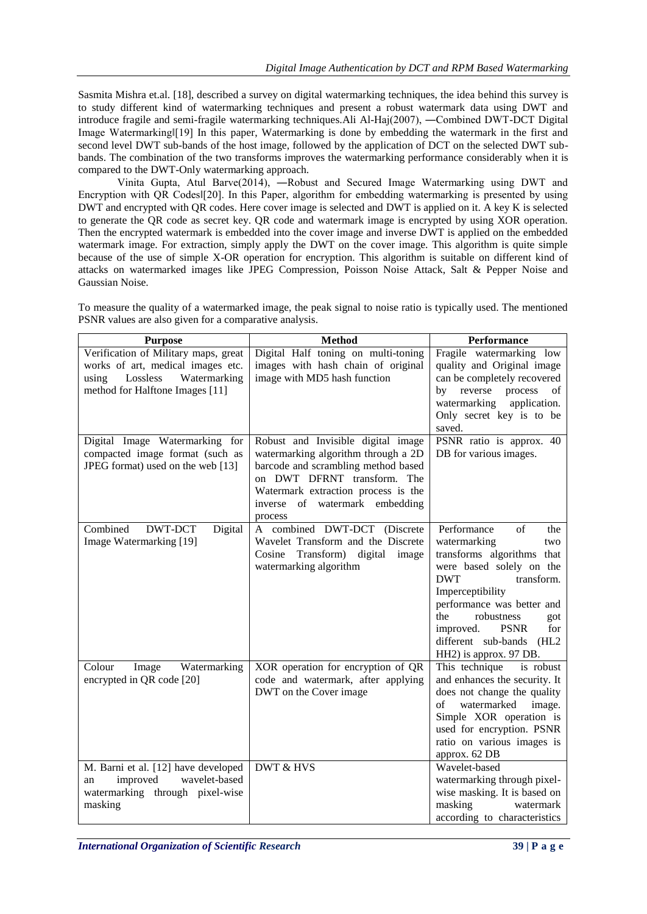Sasmita Mishra et.al. [18], described a survey on digital watermarking techniques, the idea behind this survey is to study different kind of watermarking techniques and present a robust watermark data using DWT and introduce fragile and semi-fragile watermarking techniques.Ali Al-Haj(2007), ―Combined DWT-DCT Digital Image Watermarking‖[19] In this paper, Watermarking is done by embedding the watermark in the first and second level DWT sub-bands of the host image, followed by the application of DCT on the selected DWT sub-bands. The combination of the two transforms improves the watermarking performance considerably when it is compared to the DWT-Only watermarking approach.

Vinita Gupta, Atul Barve(2014), ―Robust and Secured Image Watermarking using DWT and Encryption with QR Codes‖[20]. In this Paper, algorithm for embedding watermarking is presented by using DWT and encrypted with QR codes. Here cover image is selected and DWT is applied on it. A key K is selected to generate the QR code as secret key. QR code and watermark image is encrypted by using XOR operation. Then the encrypted watermark is embedded into the cover image and inverse DWT is applied on the embedded watermark image. For extraction, simply apply the DWT on the cover image. This algorithm is quite simple because of the use of simple X-OR operation for encryption. This algorithm is suitable on different kind of attacks on watermarked images like JPEG Compression, Poisson Noise Attack, Salt & Pepper Noise and Gaussian Noise.

To measure the quality of a watermarked image, the peak signal to noise ratio is typically used. The mentioned PSNR values are also given for a comparative analysis.

| Purpose | Method | Performance |
|---|---|---|
| Verification of Military maps, great works of art, medical images etc. using Lossless Watermarking method for Halftone Images [11] | Digital Half toning on multi-toning images with hash chain of original image with MD5 hash function | Fragile watermarking low quality and Original image can be completely recovered by reverse process of watermarking application. Only secret key is to be saved. |
| Digital Image Watermarking for compacted image format (such as JPEG format) used on the web [13] | Robust and Invisible digital image watermarking algorithm through a 2D barcode and scrambling method based on DWT DFRNT transform. The Watermark extraction process is the inverse of watermark embedding process | PSNR ratio is approx. 40 DB for various images. |
| Combined DWT-DCT Digital Image Watermarking [19] | A combined DWT-DCT (Discrete Wavelet Transform and the Discrete Cosine Transform) digital image watermarking algorithm | Performance of the watermarking two transforms algorithms that were based solely on the DWT transform. Imperceptibility performance was better and the robustness got improved. PSNR for different sub-bands (HL2 HH2) is approx. 97 DB. |
| Colour Image Watermarking encrypted in QR code [20] | XOR operation for encryption of QR code and watermark, after applying DWT on the Cover image | This technique is robust and enhances the security. It does not change the quality of watermarked image. Simple XOR operation is used for encryption. PSNR ratio on various images is approx. 62 DB |
| M. Barni et al. [12] have developed an improved wavelet-based watermarking through pixel-wise masking | DWT & HVS | Wavelet-based watermarking through pixel-wise masking. It is based on masking watermark according to characteristics |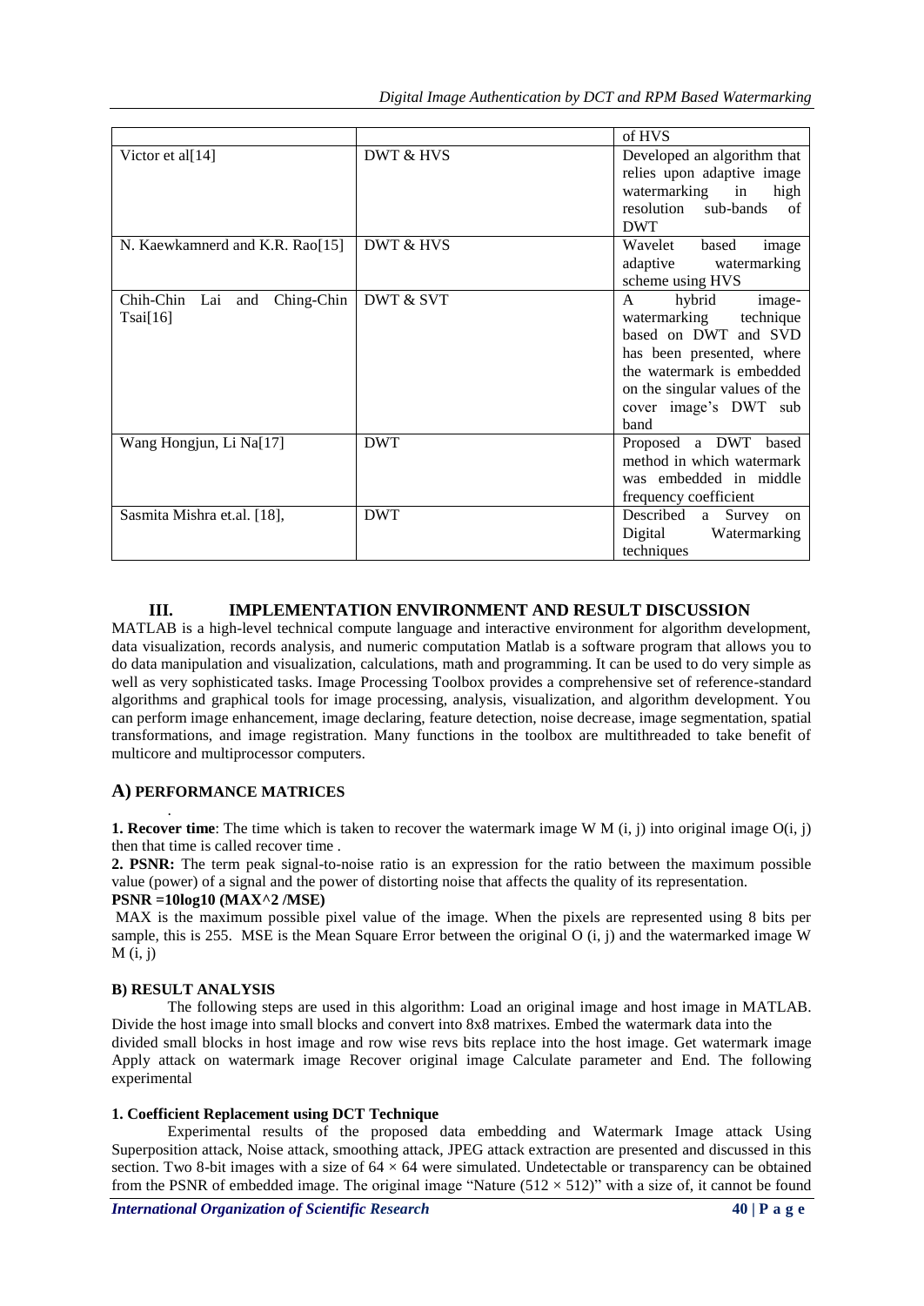| | | of HVS |
|---|---|---|
| Victor et al[14] | DWT & HVS | Developed an algorithm that relies upon adaptive image watermarking in high resolution sub-bands of DWT |
| N. Kaewkamnerd and K.R. Rao[15] | DWT & HVS | Wavelet based image adaptive watermarking scheme using HVS |
| Chih-Chin Lai and Ching-Chin Tsai[16] | DWT & SVT | A hybrid image-watermarking technique based on DWT and SVD has been presented, where the watermark is embedded on the singular values of the cover image's DWT sub band |
| Wang Hongjun, Li Na[17] | DWT | Proposed a DWT based method in which watermark was embedded in middle frequency coefficient |
| Sasmita Mishra et.al. [18], | DWT | Described a Survey on Digital Watermarking techniques |

## III. IMPLEMENTATION ENVIRONMENT AND RESULT DISCUSSION

MATLAB is a high-level technical compute language and interactive environment for algorithm development, data visualization, records analysis, and numeric computation Matlab is a software program that allows you to do data manipulation and visualization, calculations, math and programming. It can be used to do very simple as well as very sophisticated tasks. Image Processing Toolbox provides a comprehensive set of reference-standard algorithms and graphical tools for image processing, analysis, visualization, and algorithm development. You can perform image enhancement, image declaring, feature detection, noise decrease, image segmentation, spatial transformations, and image registration. Many functions in the toolbox are multithreaded to take benefit of multicore and multiprocessor computers.

### A) PERFORMANCE MATRICES

**1. Recover time**: The time which is taken to recover the watermark image W M (i, j) into original image O(i, j) then that time is called recover time .

**2. PSNR:** The term peak signal-to-noise ratio is an expression for the ratio between the maximum possible value (power) of a signal and the power of distorting noise that affects the quality of its representation.

**PSNR =10log10 (MAX^2 /MSE)**

MAX is the maximum possible pixel value of the image. When the pixels are represented using 8 bits per sample, this is 255. MSE is the Mean Square Error between the original O (i, j) and the watermarked image W M (i, j)

### B) RESULT ANALYSIS

The following steps are used in this algorithm: Load an original image and host image in MATLAB. Divide the host image into small blocks and convert into 8x8 matrixes. Embed the watermark data into the divided small blocks in host image and row wise revs bits replace into the host image. Get watermark image Apply attack on watermark image Recover original image Calculate parameter and End. The following experimental

**1. Coefficient Replacement using DCT Technique**

Experimental results of the proposed data embedding and Watermark Image attack Using Superposition attack, Noise attack, smoothing attack, JPEG attack extraction are presented and discussed in this section. Two 8-bit images with a size of $64 \times 64$ were simulated. Undetectable or transparency can be obtained from the PSNR of embedded image. The original image "Nature ($512 \times 512$)" with a size of, it cannot be found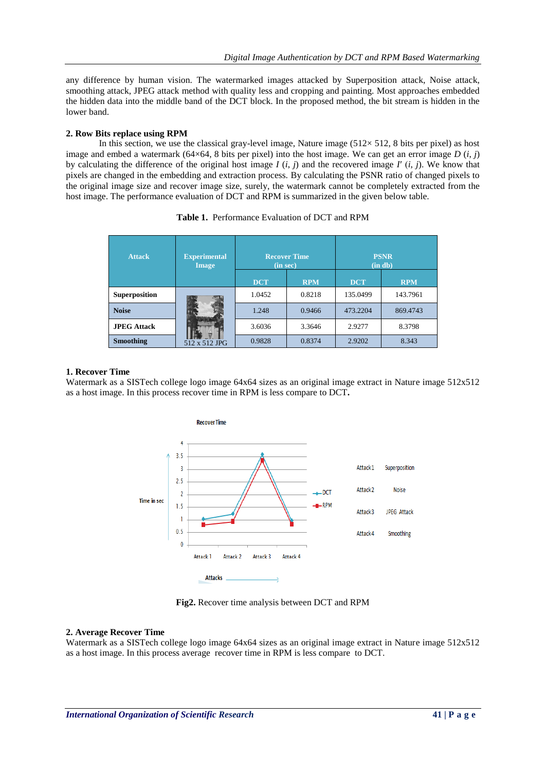any difference by human vision. The watermarked images attacked by Superposition attack, Noise attack, smoothing attack, JPEG attack method with quality less and cropping and painting. Most approaches embedded the hidden data into the middle band of the DCT block. In the proposed method, the bit stream is hidden in the lower band.

## 2. Row Bits replace using RPM

In this section, we use the classical gray-level image, Nature image (512× 512, 8 bits per pixel) as host image and embed a watermark (64×64, 8 bits per pixel) into the host image. We can get an error image *D* (*i*, *j*) by calculating the difference of the original host image *I* (*i*, *j*) and the recovered image *I′* (*i*, *j*). We know that pixels are changed in the embedding and extraction process. By calculating the PSNR ratio of changed pixels to the original image size and recover image size, surely, the watermark cannot be completely extracted from the host image. The performance evaluation of DCT and RPM is summarized in the given below table.

**Table 1.** Performance Evaluation of DCT and RPM

| Attack | Experimental Image | Recover Time (in sec) | | PSNR (in db) | |
|---|---|---|---|---|---|
| | | DCT | RPM | DCT | RPM |
| **Superposition** | 512 x 512 JPG | 1.0452 | 0.8218 | 135.0499 | 143.7961 |
| **Noise** | | 1.248 | 0.9466 | 473.2204 | 869.4743 |
| **JPEG Attack** | | 3.6036 | 3.3646 | 2.9277 | 8.3798 |
| **Smoothing** | | 0.9828 | 0.8374 | 2.9202 | 8.343 |

### 1. Recover Time

Watermark as a SISTech college logo image 64x64 sizes as an original image extract in Nature image 512x512 as a host image. In this process recover time in RPM is less compare to DCT**.**

**Fig2.** Recover time analysis between DCT and RPM

### 2. Average Recover Time

Watermark as a SISTech college logo image 64x64 sizes as an original image extract in Nature image 512x512 as a host image. In this process average recover time in RPM is less compare to DCT.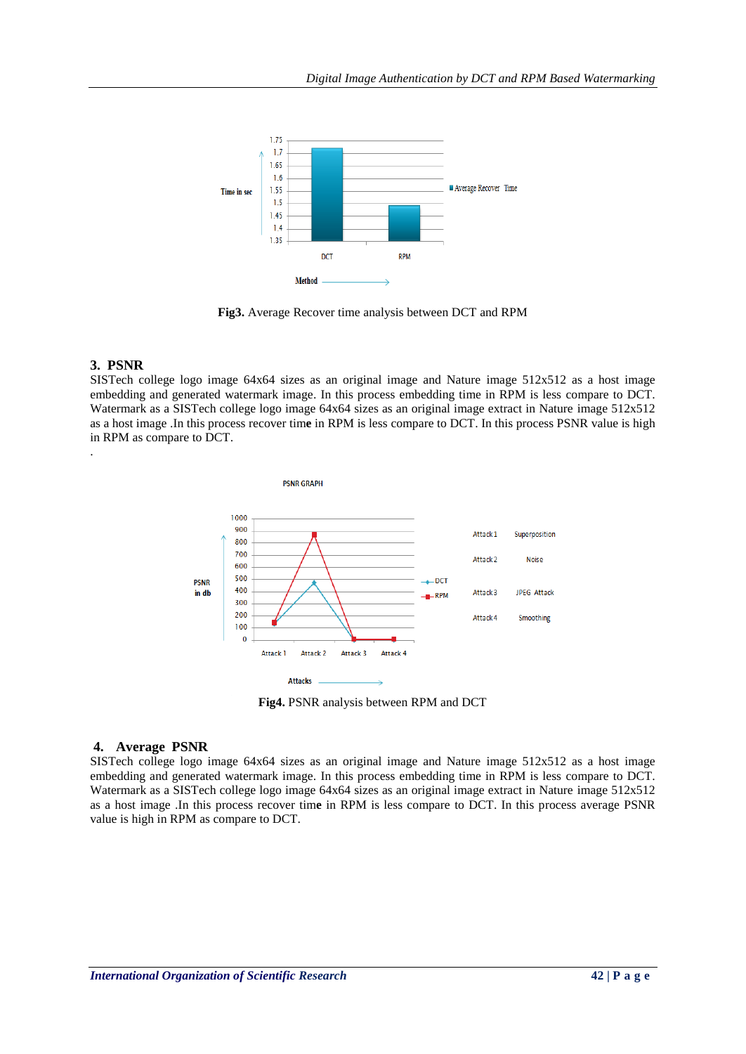**Fig3.** Average Recover time analysis between DCT and RPM

## 3. PSNR

SISTech college logo image 64x64 sizes as an original image and Nature image 512x512 as a host image embedding and generated watermark image. In this process embedding time in RPM is less compare to DCT. Watermark as a SISTech college logo image 64x64 sizes as an original image extract in Nature image 512x512 as a host image .In this process recover time in RPM is less compare to DCT. In this process PSNR value is high in RPM as compare to DCT.

.

**Fig4.** PSNR analysis between RPM and DCT

## 4. Average PSNR

SISTech college logo image 64x64 sizes as an original image and Nature image 512x512 as a host image embedding and generated watermark image. In this process embedding time in RPM is less compare to DCT. Watermark as a SISTech college logo image 64x64 sizes as an original image extract in Nature image 512x512 as a host image .In this process recover time in RPM is less compare to DCT. In this process average PSNR value is high in RPM as compare to DCT.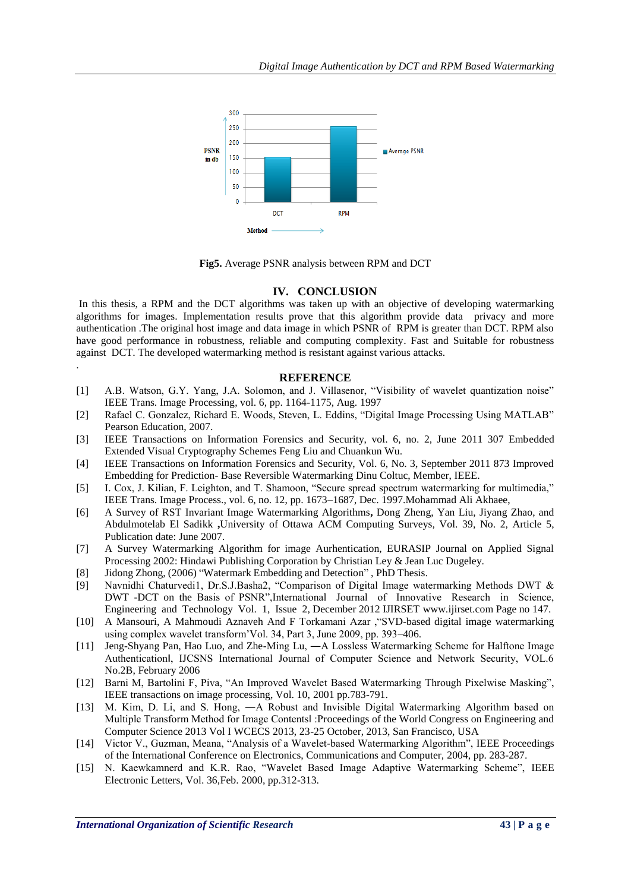Fig5. Average PSNR analysis between RPM and DCT

## IV. CONCLUSION

In this thesis, a RPM and the DCT algorithms was taken up with an objective of developing watermarking algorithms for images. Implementation results prove that this algorithm provide data privacy and more authentication .The original host image and data image in which PSNR of RPM is greater than DCT. RPM also have good performance in robustness, reliable and computing complexity. Fast and Suitable for robustness against DCT. The developed watermarking method is resistant against various attacks.

.

## REFERENCE

[1] A.B. Watson, G.Y. Yang, J.A. Solomon, and J. Villasenor, "Visibility of wavelet quantization noise" IEEE Trans. Image Processing, vol. 6, pp. 1164-1175, Aug. 1997

[2] Rafael C. Gonzalez, Richard E. Woods, Steven, L. Eddins, "Digital Image Processing Using MATLAB" Pearson Education, 2007.

[3] IEEE Transactions on Information Forensics and Security, vol. 6, no. 2, June 2011 307 Embedded Extended Visual Cryptography Schemes Feng Liu and Chuankun Wu.

[4] IEEE Transactions on Information Forensics and Security, Vol. 6, No. 3, September 2011 873 Improved Embedding for Prediction- Base Reversible Watermarking Dinu Coltuc, Member, IEEE.

[5] I. Cox, J. Kilian, F. Leighton, and T. Shamoon, "Secure spread spectrum watermarking for multimedia," IEEE Trans. Image Process., vol. 6, no. 12, pp. 1673–1687, Dec. 1997.Mohammad Ali Akhaee,

[6] A Survey of RST Invariant Image Watermarking Algorithms**,** Dong Zheng, Yan Liu, Jiyang Zhao, and Abdulmotelab El Sadikk **,**University of Ottawa ACM Computing Surveys, Vol. 39, No. 2, Article 5, Publication date: June 2007.

[7] A Survey Watermarking Algorithm for image Aurhentication, EURASIP Journal on Applied Signal Processing 2002: Hindawi Publishing Corporation by Christian Ley & Jean Luc Dugeley.

[8] Jidong Zhong, (2006) "Watermark Embedding and Detection" , PhD Thesis.

[9] Navnidhi Chaturvedi1, Dr.S.J.Basha2, "Comparison of Digital Image watermarking Methods DWT & DWT -DCT on the Basis of PSNR",International Journal of Innovative Research in Science, Engineering and Technology Vol. 1, Issue 2, December 2012 IJIRSET www.ijirset.com Page no 147.

[10] A Mansouri, A Mahmoudi Aznaveh And F Torkamani Azar ,"SVD-based digital image watermarking using complex wavelet transform'Vol. 34, Part 3, June 2009, pp. 393–406.

[11] Jeng-Shyang Pan, Hao Luo, and Zhe-Ming Lu, ―A Lossless Watermarking Scheme for Halftone Image Authentication‖, IJCSNS International Journal of Computer Science and Network Security, VOL.6 No.2B, February 2006

[12] Barni M, Bartolini F, Piva, "An Improved Wavelet Based Watermarking Through Pixelwise Masking", IEEE transactions on image processing, Vol. 10, 2001 pp.783-791.

[13] M. Kim, D. Li, and S. Hong, ―A Robust and Invisible Digital Watermarking Algorithm based on Multiple Transform Method for Image Contents‖ :Proceedings of the World Congress on Engineering and Computer Science 2013 Vol I WCECS 2013, 23-25 October, 2013, San Francisco, USA

[14] Victor V., Guzman, Meana, "Analysis of a Wavelet-based Watermarking Algorithm", IEEE Proceedings of the International Conference on Electronics, Communications and Computer, 2004, pp. 283-287.

[15] N. Kaewkamnerd and K.R. Rao, "Wavelet Based Image Adaptive Watermarking Scheme", IEEE Electronic Letters, Vol. 36,Feb. 2000, pp.312-313.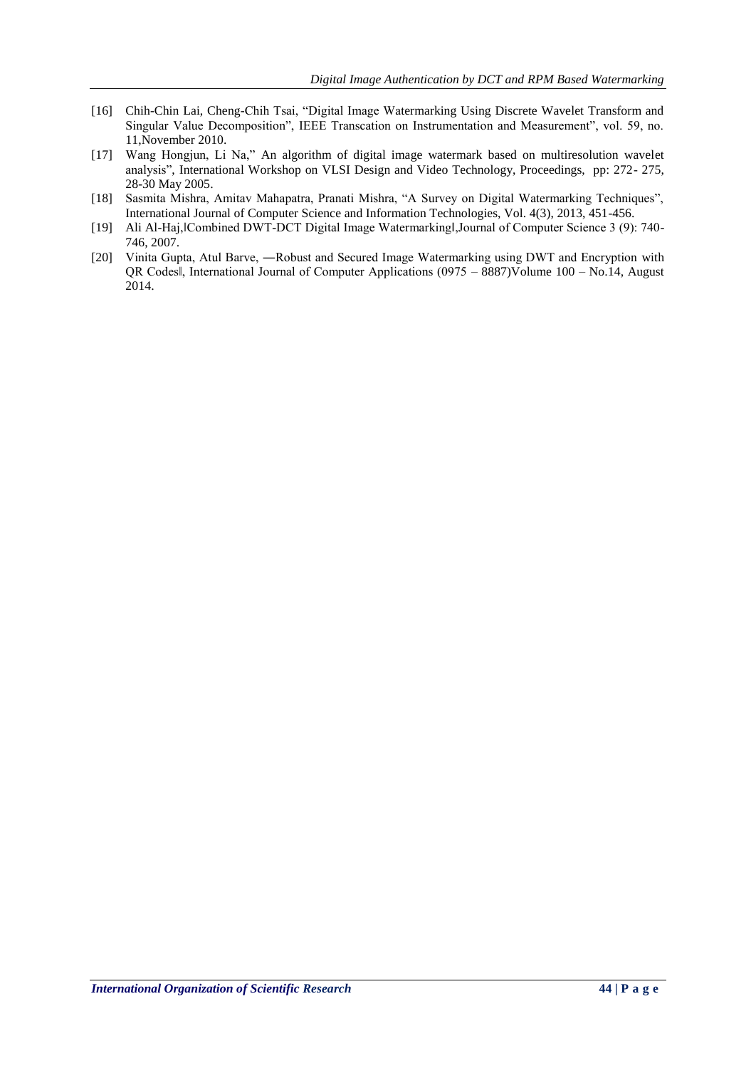[16] Chih-Chin Lai, Cheng-Chih Tsai, "Digital Image Watermarking Using Discrete Wavelet Transform and Singular Value Decomposition", IEEE Transcation on Instrumentation and Measurement", vol. 59, no. 11,November 2010.

[17] Wang Hongjun, Li Na," An algorithm of digital image watermark based on multiresolution wavelet analysis", International Workshop on VLSI Design and Video Technology, Proceedings, pp: 272- 275, 28-30 May 2005.

[18] Sasmita Mishra, Amitav Mahapatra, Pranati Mishra, "A Survey on Digital Watermarking Techniques", International Journal of Computer Science and Information Technologies, Vol. 4(3), 2013, 451-456.

[19] Ali Al-Haj,|Combined DWT-DCT Digital Image Watermarking‖,Journal of Computer Science 3 (9): 740-746, 2007.

[20] Vinita Gupta, Atul Barve, ―Robust and Secured Image Watermarking using DWT and Encryption with QR Codes‖, International Journal of Computer Applications (0975 – 8887)Volume 100 – No.14, August 2014.